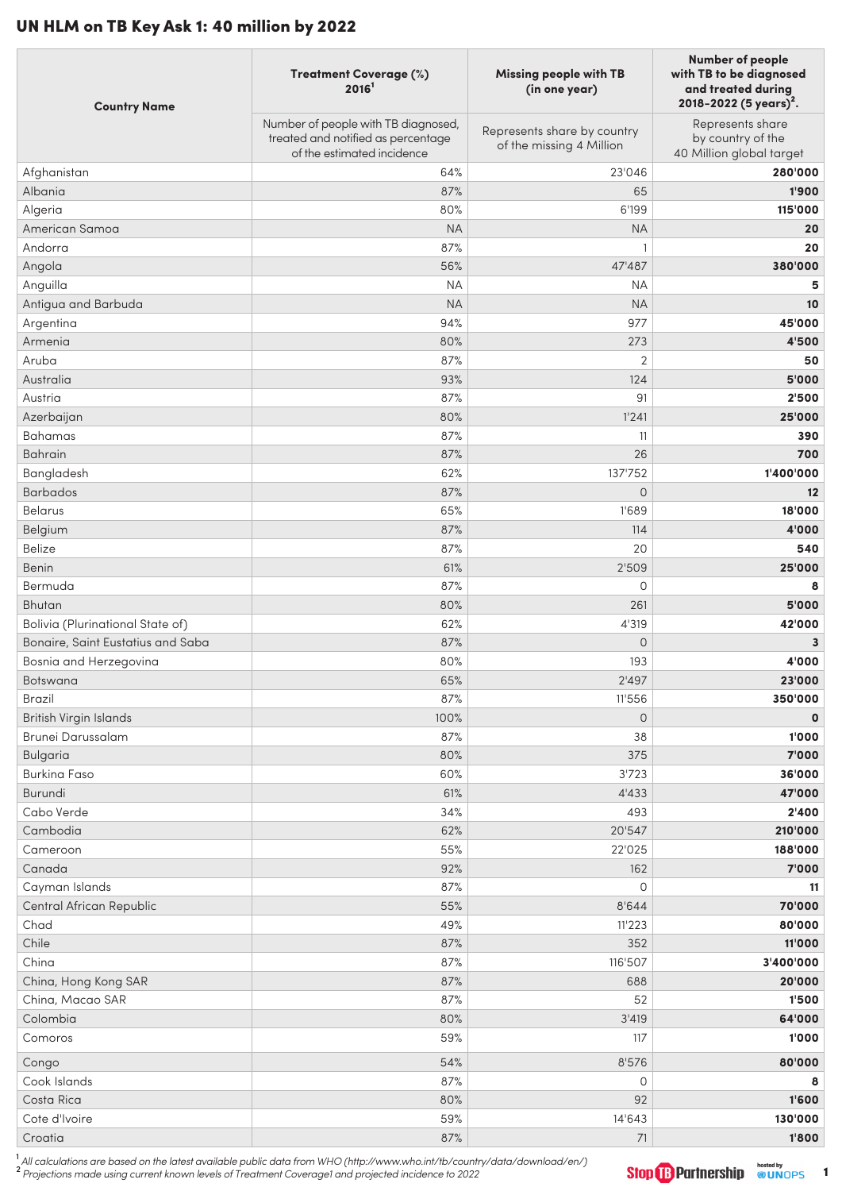# UN HLM on TB Key Ask 1: 40 million by 2022

| Country Name | Treatment Coverage (%) 2016[1] | Missing people with TB (in one year) | Number of people with TB to be diagnosed and treated during 2018-2022 (5 years)[2]. |
|---|---|---|---|
| | Number of people with TB diagnosed, treated and notified as percentage of the estimated incidence | Represents share by country of the missing 4 Million | Represents share by country of the 40 Million global target |
| Afghanistan | 64% | 23'046 | **280'000** |
| Albania | 87% | 65 | **1'900** |
| Algeria | 80% | 6'199 | **115'000** |
| American Samoa | NA | NA | **20** |
| Andorra | 87% | 1 | **20** |
| Angola | 56% | 47'487 | **380'000** |
| Anguilla | NA | NA | **5** |
| Antigua and Barbuda | NA | NA | **10** |
| Argentina | 94% | 977 | **45'000** |
| Armenia | 80% | 273 | **4'500** |
| Aruba | 87% | 2 | **50** |
| Australia | 93% | 124 | **5'000** |
| Austria | 87% | 91 | **2'500** |
| Azerbaijan | 80% | 1'241 | **25'000** |
| Bahamas | 87% | 11 | **390** |
| Bahrain | 87% | 26 | **700** |
| Bangladesh | 62% | 137'752 | **1'400'000** |
| Barbados | 87% | 0 | **12** |
| Belarus | 65% | 1'689 | **18'000** |
| Belgium | 87% | 114 | **4'000** |
| Belize | 87% | 20 | **540** |
| Benin | 61% | 2'509 | **25'000** |
| Bermuda | 87% | 0 | **8** |
| Bhutan | 80% | 261 | **5'000** |
| Bolivia (Plurinational State of) | 62% | 4'319 | **42'000** |
| Bonaire, Saint Eustatius and Saba | 87% | 0 | **3** |
| Bosnia and Herzegovina | 80% | 193 | **4'000** |
| Botswana | 65% | 2'497 | **23'000** |
| Brazil | 87% | 11'556 | **350'000** |
| British Virgin Islands | 100% | 0 | **0** |
| Brunei Darussalam | 87% | 38 | **1'000** |
| Bulgaria | 80% | 375 | **7'000** |
| Burkina Faso | 60% | 3'723 | **36'000** |
| Burundi | 61% | 4'433 | **47'000** |
| Cabo Verde | 34% | 493 | **2'400** |
| Cambodia | 62% | 20'547 | **210'000** |
| Cameroon | 55% | 22'025 | **188'000** |
| Canada | 92% | 162 | **7'000** |
| Cayman Islands | 87% | 0 | **11** |
| Central African Republic | 55% | 8'644 | **70'000** |
| Chad | 49% | 11'223 | **80'000** |
| Chile | 87% | 352 | **11'000** |
| China | 87% | 116'507 | **3'400'000** |
| China, Hong Kong SAR | 87% | 688 | **20'000** |
| China, Macao SAR | 87% | 52 | **1'500** |
| Colombia | 80% | 3'419 | **64'000** |
| Comoros | 59% | 117 | **1'000** |
| Congo | 54% | 8'576 | **80'000** |
| Cook Islands | 87% | 0 | **8** |
| Costa Rica | 80% | 92 | **1'600** |
| Cote d'Ivoire | 59% | 14'643 | **130'000** |
| Croatia | 87% | 71 | **1'800** |

[1] *All calculations are based on the latest available public data from WHO (http://www.who.int/tb/country/data/download/en/)*
[2] *Projections made using current known levels of Treatment Coverage1 and projected incidence to 2022*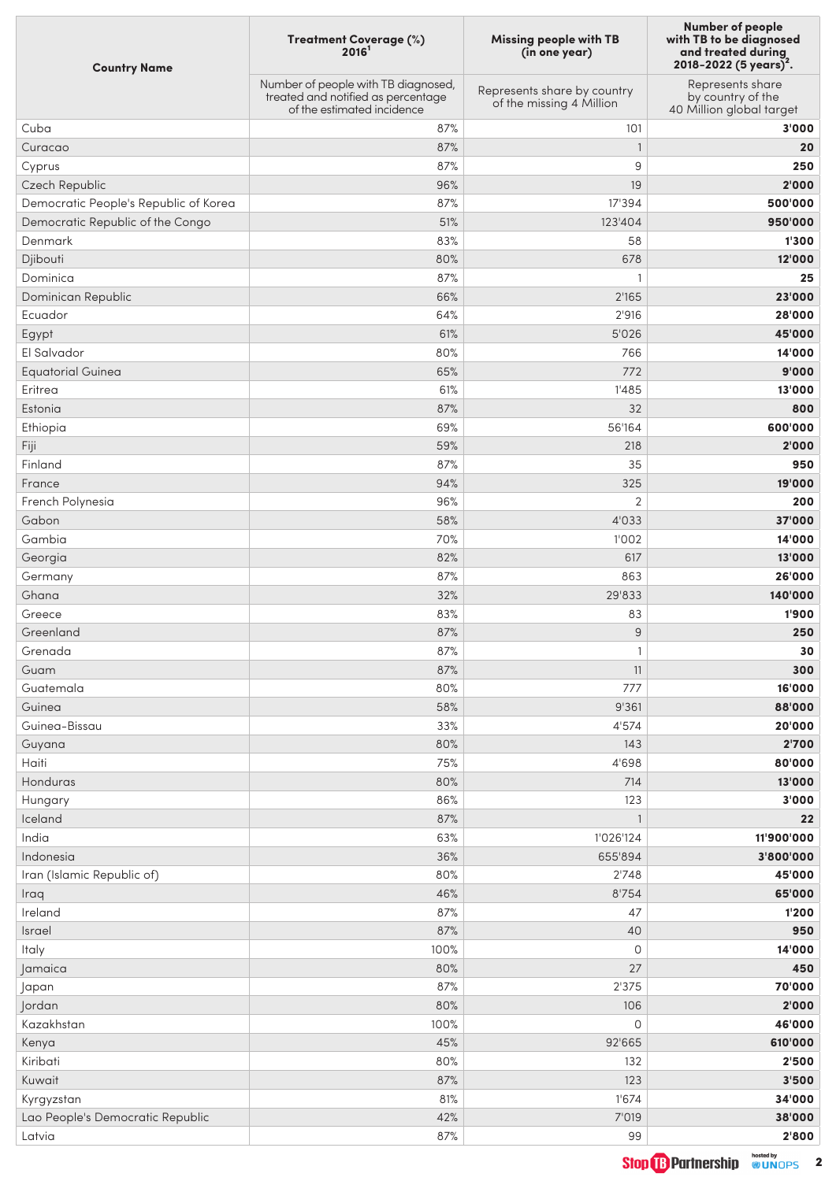| Country Name | Treatment Coverage (%) 2016[1] | Missing people with TB (in one year) | Number of people with TB to be diagnosed and treated during 2018-2022 (5 years)[2]. |
|---|---|---|---|
| | Number of people with TB diagnosed, treated and notified as percentage of the estimated incidence | Represents share by country of the missing 4 Million | Represents share by country of the 40 Million global target |
| Cuba | 87% | 101 | **3'000** |
| Curacao | 87% | 1 | **20** |
| Cyprus | 87% | 9 | **250** |
| Czech Republic | 96% | 19 | **2'000** |
| Democratic People's Republic of Korea | 87% | 17'394 | **500'000** |
| Democratic Republic of the Congo | 51% | 123'404 | **950'000** |
| Denmark | 83% | 58 | **1'300** |
| Djibouti | 80% | 678 | **12'000** |
| Dominica | 87% | 1 | **25** |
| Dominican Republic | 66% | 2'165 | **23'000** |
| Ecuador | 64% | 2'916 | **28'000** |
| Egypt | 61% | 5'026 | **45'000** |
| El Salvador | 80% | 766 | **14'000** |
| Equatorial Guinea | 65% | 772 | **9'000** |
| Eritrea | 61% | 1'485 | **13'000** |
| Estonia | 87% | 32 | **800** |
| Ethiopia | 69% | 56'164 | **600'000** |
| Fiji | 59% | 218 | **2'000** |
| Finland | 87% | 35 | **950** |
| France | 94% | 325 | **19'000** |
| French Polynesia | 96% | 2 | **200** |
| Gabon | 58% | 4'033 | **37'000** |
| Gambia | 70% | 1'002 | **14'000** |
| Georgia | 82% | 617 | **13'000** |
| Germany | 87% | 863 | **26'000** |
| Ghana | 32% | 29'833 | **140'000** |
| Greece | 83% | 83 | **1'900** |
| Greenland | 87% | 9 | **250** |
| Grenada | 87% | 1 | **30** |
| Guam | 87% | 11 | **300** |
| Guatemala | 80% | 777 | **16'000** |
| Guinea | 58% | 9'361 | **88'000** |
| Guinea-Bissau | 33% | 4'574 | **20'000** |
| Guyana | 80% | 143 | **2'700** |
| Haiti | 75% | 4'698 | **80'000** |
| Honduras | 80% | 714 | **13'000** |
| Hungary | 86% | 123 | **3'000** |
| Iceland | 87% | 1 | **22** |
| India | 63% | 1'026'124 | **11'900'000** |
| Indonesia | 36% | 655'894 | **3'800'000** |
| Iran (Islamic Republic of) | 80% | 2'748 | **45'000** |
| Iraq | 46% | 8'754 | **65'000** |
| Ireland | 87% | 47 | **1'200** |
| Israel | 87% | 40 | **950** |
| Italy | 100% | 0 | **14'000** |
| Jamaica | 80% | 27 | **450** |
| Japan | 87% | 2'375 | **70'000** |
| Jordan | 80% | 106 | **2'000** |
| Kazakhstan | 100% | 0 | **46'000** |
| Kenya | 45% | 92'665 | **610'000** |
| Kiribati | 80% | 132 | **2'500** |
| Kuwait | 87% | 123 | **3'500** |
| Kyrgyzstan | 81% | 1'674 | **34'000** |
| Lao People's Democratic Republic | 42% | 7'019 | **38'000** |
| Latvia | 87% | 99 | **2'800** |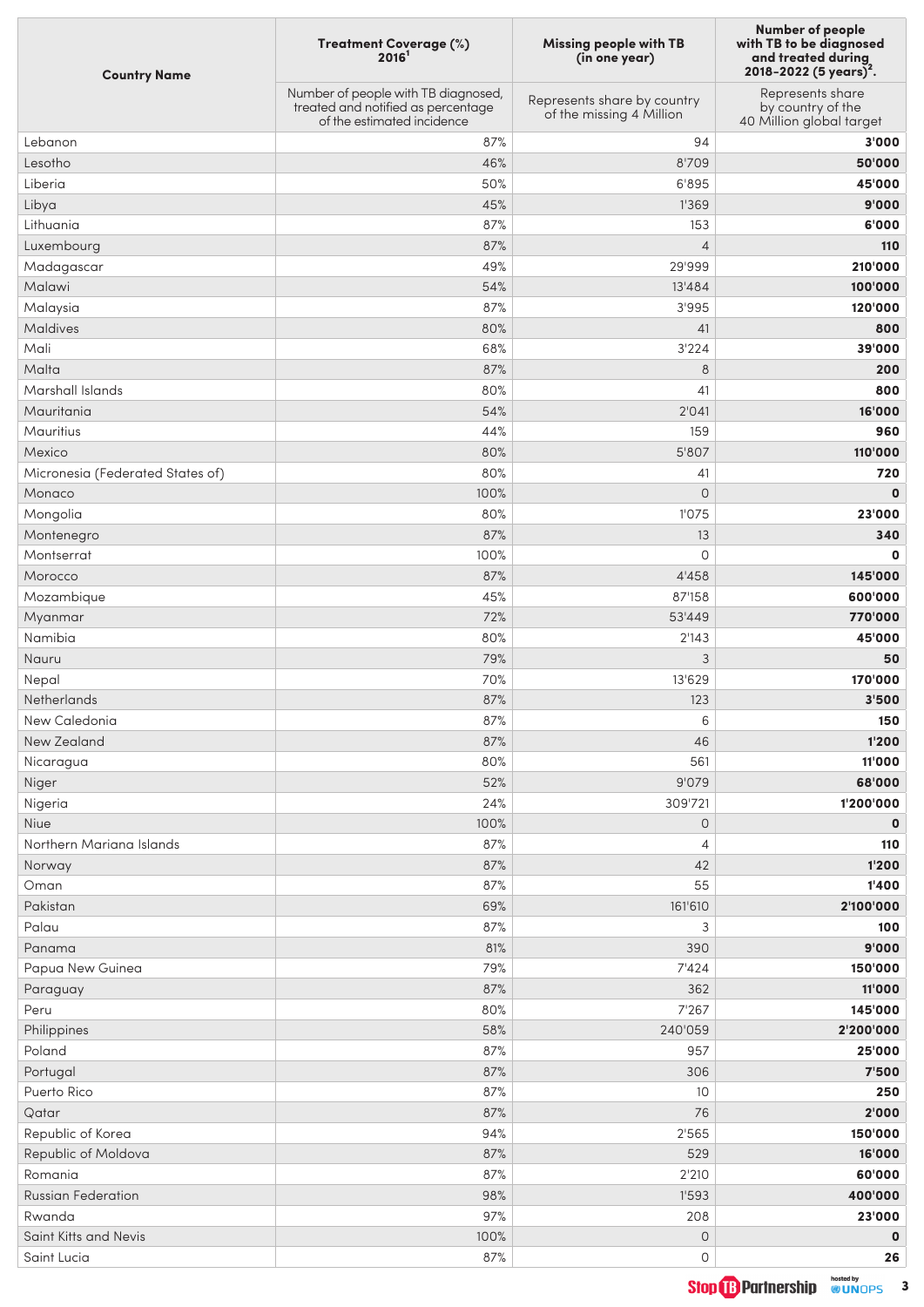| Country Name | Treatment Coverage (%) 2016[1] | Missing people with TB (in one year) | Number of people with TB to be diagnosed and treated during 2018-2022 (5 years)[2]. |
|---|---|---|---|
| | Number of people with TB diagnosed, treated and notified as percentage of the estimated incidence | Represents share by country of the missing 4 Million | Represents share by country of the 40 Million global target |
| Lebanon | 87% | 94 | **3'000** |
| Lesotho | 46% | 8'709 | **50'000** |
| Liberia | 50% | 6'895 | **45'000** |
| Libya | 45% | 1'369 | **9'000** |
| Lithuania | 87% | 153 | **6'000** |
| Luxembourg | 87% | 4 | **110** |
| Madagascar | 49% | 29'999 | **210'000** |
| Malawi | 54% | 13'484 | **100'000** |
| Malaysia | 87% | 3'995 | **120'000** |
| Maldives | 80% | 41 | **800** |
| Mali | 68% | 3'224 | **39'000** |
| Malta | 87% | 8 | **200** |
| Marshall Islands | 80% | 41 | **800** |
| Mauritania | 54% | 2'041 | **16'000** |
| Mauritius | 44% | 159 | **960** |
| Mexico | 80% | 5'807 | **110'000** |
| Micronesia (Federated States of) | 80% | 41 | **720** |
| Monaco | 100% | 0 | **0** |
| Mongolia | 80% | 1'075 | **23'000** |
| Montenegro | 87% | 13 | **340** |
| Montserrat | 100% | 0 | **0** |
| Morocco | 87% | 4'458 | **145'000** |
| Mozambique | 45% | 87'158 | **600'000** |
| Myanmar | 72% | 53'449 | **770'000** |
| Namibia | 80% | 2'143 | **45'000** |
| Nauru | 79% | 3 | **50** |
| Nepal | 70% | 13'629 | **170'000** |
| Netherlands | 87% | 123 | **3'500** |
| New Caledonia | 87% | 6 | **150** |
| New Zealand | 87% | 46 | **1'200** |
| Nicaragua | 80% | 561 | **11'000** |
| Niger | 52% | 9'079 | **68'000** |
| Nigeria | 24% | 309'721 | **1'200'000** |
| Niue | 100% | 0 | **0** |
| Northern Mariana Islands | 87% | 4 | **110** |
| Norway | 87% | 42 | **1'200** |
| Oman | 87% | 55 | **1'400** |
| Pakistan | 69% | 161'610 | **2'100'000** |
| Palau | 87% | 3 | **100** |
| Panama | 81% | 390 | **9'000** |
| Papua New Guinea | 79% | 7'424 | **150'000** |
| Paraguay | 87% | 362 | **11'000** |
| Peru | 80% | 7'267 | **145'000** |
| Philippines | 58% | 240'059 | **2'200'000** |
| Poland | 87% | 957 | **25'000** |
| Portugal | 87% | 306 | **7'500** |
| Puerto Rico | 87% | 10 | **250** |
| Qatar | 87% | 76 | **2'000** |
| Republic of Korea | 94% | 2'565 | **150'000** |
| Republic of Moldova | 87% | 529 | **16'000** |
| Romania | 87% | 2'210 | **60'000** |
| Russian Federation | 98% | 1'593 | **400'000** |
| Rwanda | 97% | 208 | **23'000** |
| Saint Kitts and Nevis | 100% | 0 | **0** |
| Saint Lucia | 87% | 0 | **26** |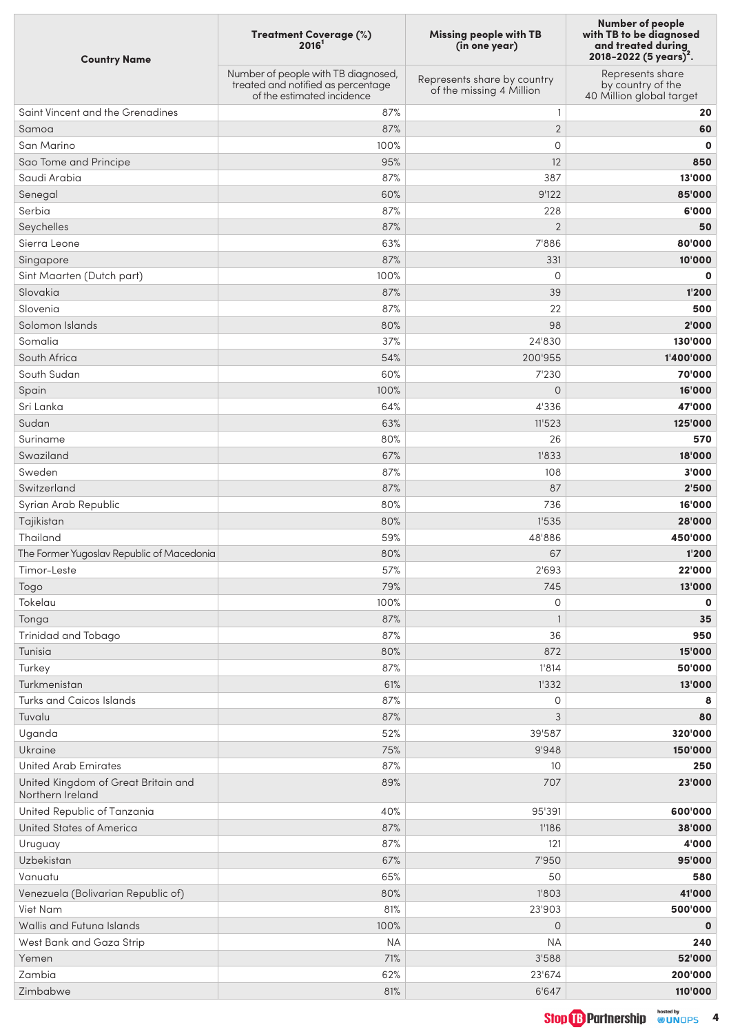| Country Name | Treatment Coverage (%) 2016[1] | Missing people with TB (in one year) | Number of people with TB to be diagnosed and treated during 2018-2022 (5 years)[2]. |
|---|---|---|---|
| | Number of people with TB diagnosed, treated and notified as percentage of the estimated incidence | Represents share by country of the missing 4 Million | Represents share by country of the 40 Million global target |
| Saint Vincent and the Grenadines | 87% | 1 | **20** |
| Samoa | 87% | 2 | **60** |
| San Marino | 100% | 0 | **0** |
| Sao Tome and Principe | 95% | 12 | **850** |
| Saudi Arabia | 87% | 387 | **13'000** |
| Senegal | 60% | 9'122 | **85'000** |
| Serbia | 87% | 228 | **6'000** |
| Seychelles | 87% | 2 | **50** |
| Sierra Leone | 63% | 7'886 | **80'000** |
| Singapore | 87% | 331 | **10'000** |
| Sint Maarten (Dutch part) | 100% | 0 | **0** |
| Slovakia | 87% | 39 | **1'200** |
| Slovenia | 87% | 22 | **500** |
| Solomon Islands | 80% | 98 | **2'000** |
| Somalia | 37% | 24'830 | **130'000** |
| South Africa | 54% | 200'955 | **1'400'000** |
| South Sudan | 60% | 7'230 | **70'000** |
| Spain | 100% | 0 | **16'000** |
| Sri Lanka | 64% | 4'336 | **47'000** |
| Sudan | 63% | 11'523 | **125'000** |
| Suriname | 80% | 26 | **570** |
| Swaziland | 67% | 1'833 | **18'000** |
| Sweden | 87% | 108 | **3'000** |
| Switzerland | 87% | 87 | **2'500** |
| Syrian Arab Republic | 80% | 736 | **16'000** |
| Tajikistan | 80% | 1'535 | **28'000** |
| Thailand | 59% | 48'886 | **450'000** |
| The Former Yugoslav Republic of Macedonia | 80% | 67 | **1'200** |
| Timor-Leste | 57% | 2'693 | **22'000** |
| Togo | 79% | 745 | **13'000** |
| Tokelau | 100% | 0 | **0** |
| Tonga | 87% | 1 | **35** |
| Trinidad and Tobago | 87% | 36 | **950** |
| Tunisia | 80% | 872 | **15'000** |
| Turkey | 87% | 1'814 | **50'000** |
| Turkmenistan | 61% | 1'332 | **13'000** |
| Turks and Caicos Islands | 87% | 0 | **8** |
| Tuvalu | 87% | 3 | **80** |
| Uganda | 52% | 39'587 | **320'000** |
| Ukraine | 75% | 9'948 | **150'000** |
| United Arab Emirates | 87% | 10 | **250** |
| United Kingdom of Great Britain and Northern Ireland | 89% | 707 | **23'000** |
| United Republic of Tanzania | 40% | 95'391 | **600'000** |
| United States of America | 87% | 1'186 | **38'000** |
| Uruguay | 87% | 121 | **4'000** |
| Uzbekistan | 67% | 7'950 | **95'000** |
| Vanuatu | 65% | 50 | **580** |
| Venezuela (Bolivarian Republic of) | 80% | 1'803 | **41'000** |
| Viet Nam | 81% | 23'903 | **500'000** |
| Wallis and Futuna Islands | 100% | 0 | **0** |
| West Bank and Gaza Strip | NA | NA | **240** |
| Yemen | 71% | 3'588 | **52'000** |
| Zambia | 62% | 23'674 | **200'000** |
| Zimbabwe | 81% | 6'647 | **110'000** |